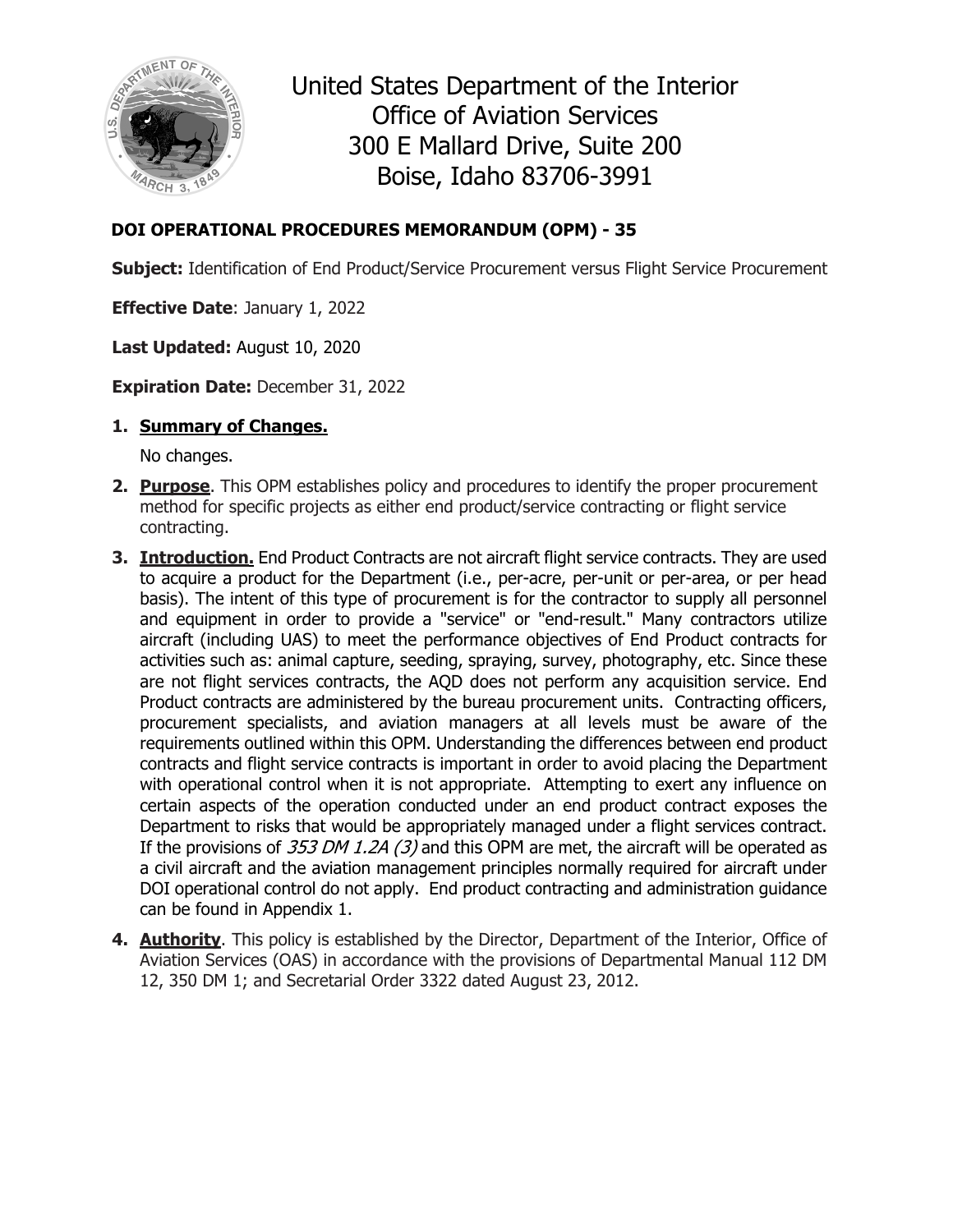United States Department of the Interior
Office of Aviation Services
300 E Mallard Drive, Suite 200
Boise, Idaho 83706-3991

## DOI OPERATIONAL PROCEDURES MEMORANDUM (OPM) - 35

**Subject:** Identification of End Product/Service Procurement versus Flight Service Procurement

**Effective Date**: January 1, 2022

**Last Updated:** August 10, 2020

**Expiration Date:** December 31, 2022

1. **Summary of Changes.**

   No changes.

2. **Purpose**. This OPM establishes policy and procedures to identify the proper procurement method for specific projects as either end product/service contracting or flight service contracting.

3. **Introduction.** End Product Contracts are not aircraft flight service contracts. They are used to acquire a product for the Department (i.e., per-acre, per-unit or per-area, or per head basis). The intent of this type of procurement is for the contractor to supply all personnel and equipment in order to provide a "service" or "end-result." Many contractors utilize aircraft (including UAS) to meet the performance objectives of End Product contracts for activities such as: animal capture, seeding, spraying, survey, photography, etc. Since these are not flight services contracts, the AQD does not perform any acquisition service. End Product contracts are administered by the bureau procurement units. Contracting officers, procurement specialists, and aviation managers at all levels must be aware of the requirements outlined within this OPM. Understanding the differences between end product contracts and flight service contracts is important in order to avoid placing the Department with operational control when it is not appropriate. Attempting to exert any influence on certain aspects of the operation conducted under an end product contract exposes the Department to risks that would be appropriately managed under a flight services contract. If the provisions of *353 DM 1.2A (3)* and this OPM are met, the aircraft will be operated as a civil aircraft and the aviation management principles normally required for aircraft under DOI operational control do not apply. End product contracting and administration guidance can be found in Appendix 1.

4. **Authority**. This policy is established by the Director, Department of the Interior, Office of Aviation Services (OAS) in accordance with the provisions of Departmental Manual 112 DM 12, 350 DM 1; and Secretarial Order 3322 dated August 23, 2012.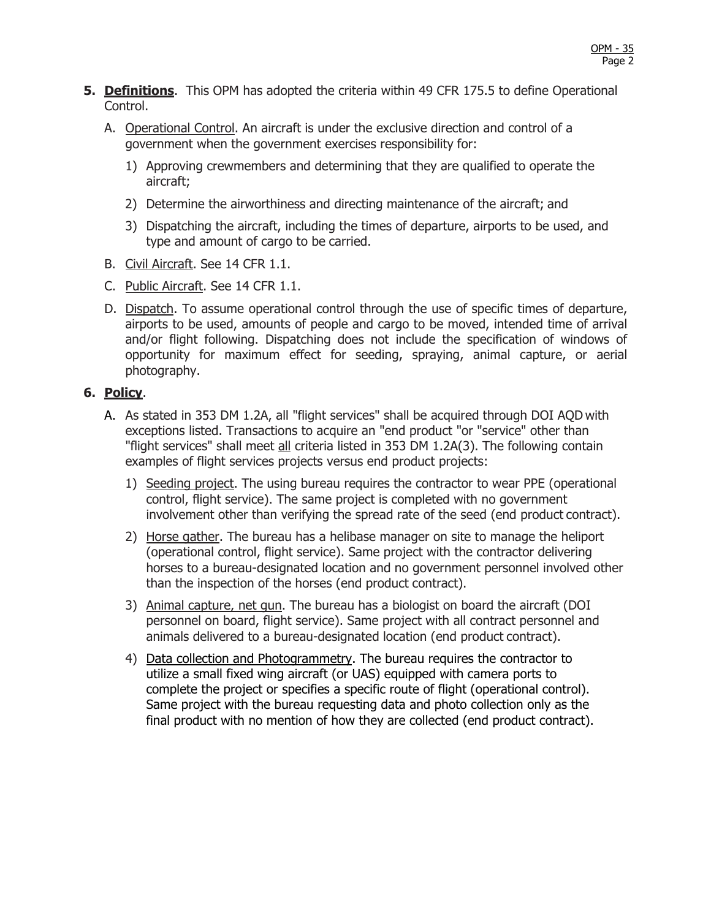**5. Definitions**. This OPM has adopted the criteria within 49 CFR 175.5 to define Operational Control.

A. Operational Control. An aircraft is under the exclusive direction and control of a government when the government exercises responsibility for:

1) Approving crewmembers and determining that they are qualified to operate the aircraft;

2) Determine the airworthiness and directing maintenance of the aircraft; and

3) Dispatching the aircraft, including the times of departure, airports to be used, and type and amount of cargo to be carried.

B. Civil Aircraft. See 14 CFR 1.1.

C. Public Aircraft. See 14 CFR 1.1.

D. Dispatch. To assume operational control through the use of specific times of departure, airports to be used, amounts of people and cargo to be moved, intended time of arrival and/or flight following. Dispatching does not include the specification of windows of opportunity for maximum effect for seeding, spraying, animal capture, or aerial photography.

**6. Policy**.

A. As stated in 353 DM 1.2A, all "flight services" shall be acquired through DOI AQD with exceptions listed. Transactions to acquire an "end product "or "service" other than "flight services" shall meet all criteria listed in 353 DM 1.2A(3). The following contain examples of flight services projects versus end product projects:

1) Seeding project. The using bureau requires the contractor to wear PPE (operational control, flight service). The same project is completed with no government involvement other than verifying the spread rate of the seed (end product contract).

2) Horse gather. The bureau has a helibase manager on site to manage the heliport (operational control, flight service). Same project with the contractor delivering horses to a bureau-designated location and no government personnel involved other than the inspection of the horses (end product contract).

3) Animal capture, net gun. The bureau has a biologist on board the aircraft (DOI personnel on board, flight service). Same project with all contract personnel and animals delivered to a bureau-designated location (end product contract).

4) Data collection and Photogrammetry. The bureau requires the contractor to utilize a small fixed wing aircraft (or UAS) equipped with camera ports to complete the project or specifies a specific route of flight (operational control). Same project with the bureau requesting data and photo collection only as the final product with no mention of how they are collected (end product contract).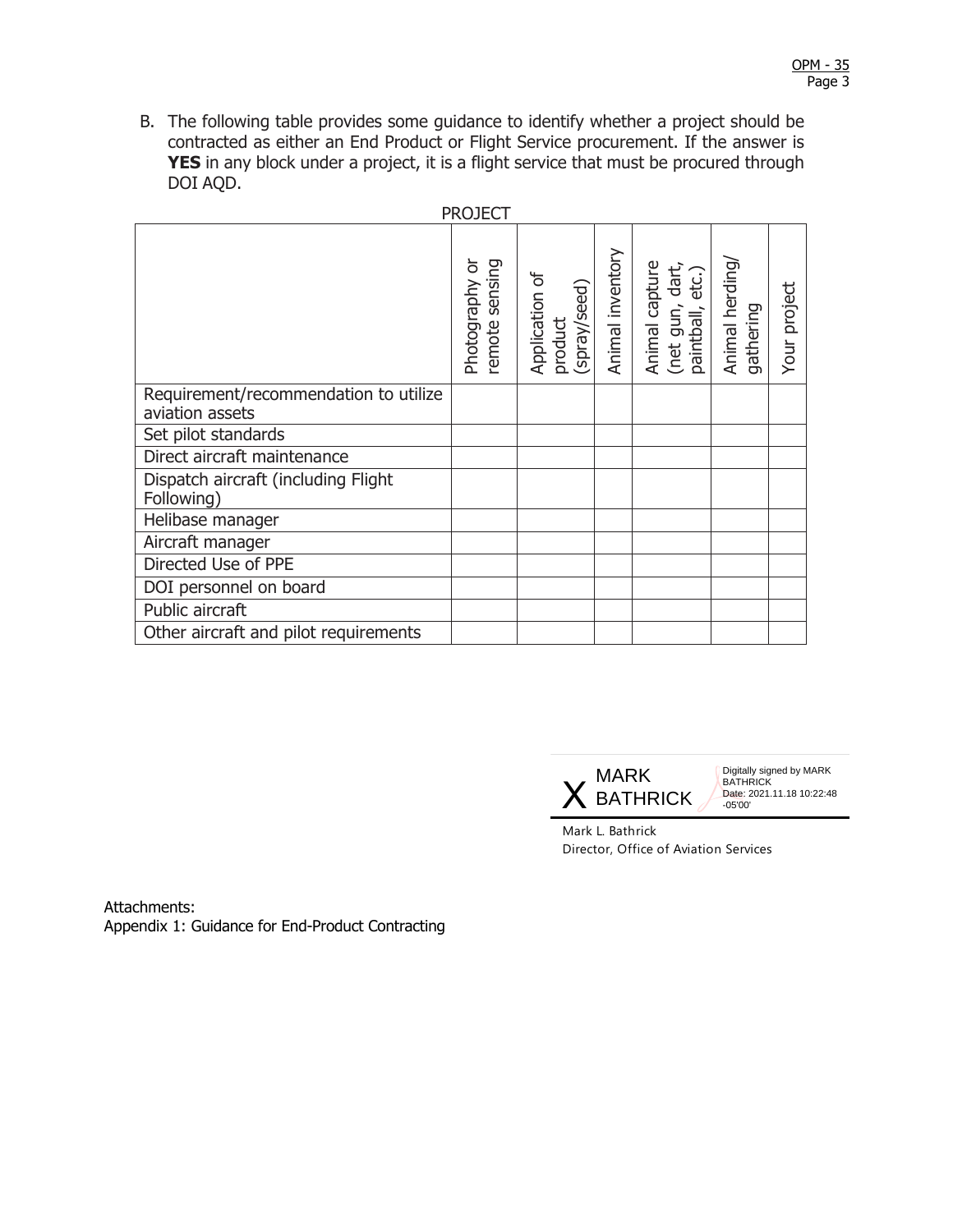B. The following table provides some guidance to identify whether a project should be contracted as either an End Product or Flight Service procurement. If the answer is **YES** in any block under a project, it is a flight service that must be procured through DOI AQD.

PROJECT

| | Photography or remote sensing | Application of product (spray/seed) | Animal inventory | Animal capture (net gun, dart, paintball, etc.) | Animal herding/ gathering | Your project |
|---|---|---|---|---|---|---|
| Requirement/recommendation to utilize aviation assets | | | | | | |
| Set pilot standards | | | | | | |
| Direct aircraft maintenance | | | | | | |
| Dispatch aircraft (including Flight Following) | | | | | | |
| Helibase manager | | | | | | |
| Aircraft manager | | | | | | |
| Directed Use of PPE | | | | | | |
| DOI personnel on board | | | | | | |
| Public aircraft | | | | | | |
| Other aircraft and pilot requirements | | | | | | |

X MARK BATHRICK

Digitally signed by MARK BATHRICK
Date: 2021.11.18 10:22:48 -05'00'

Mark L. Bathrick
Director, Office of Aviation Services

Attachments:
Appendix 1: Guidance for End-Product Contracting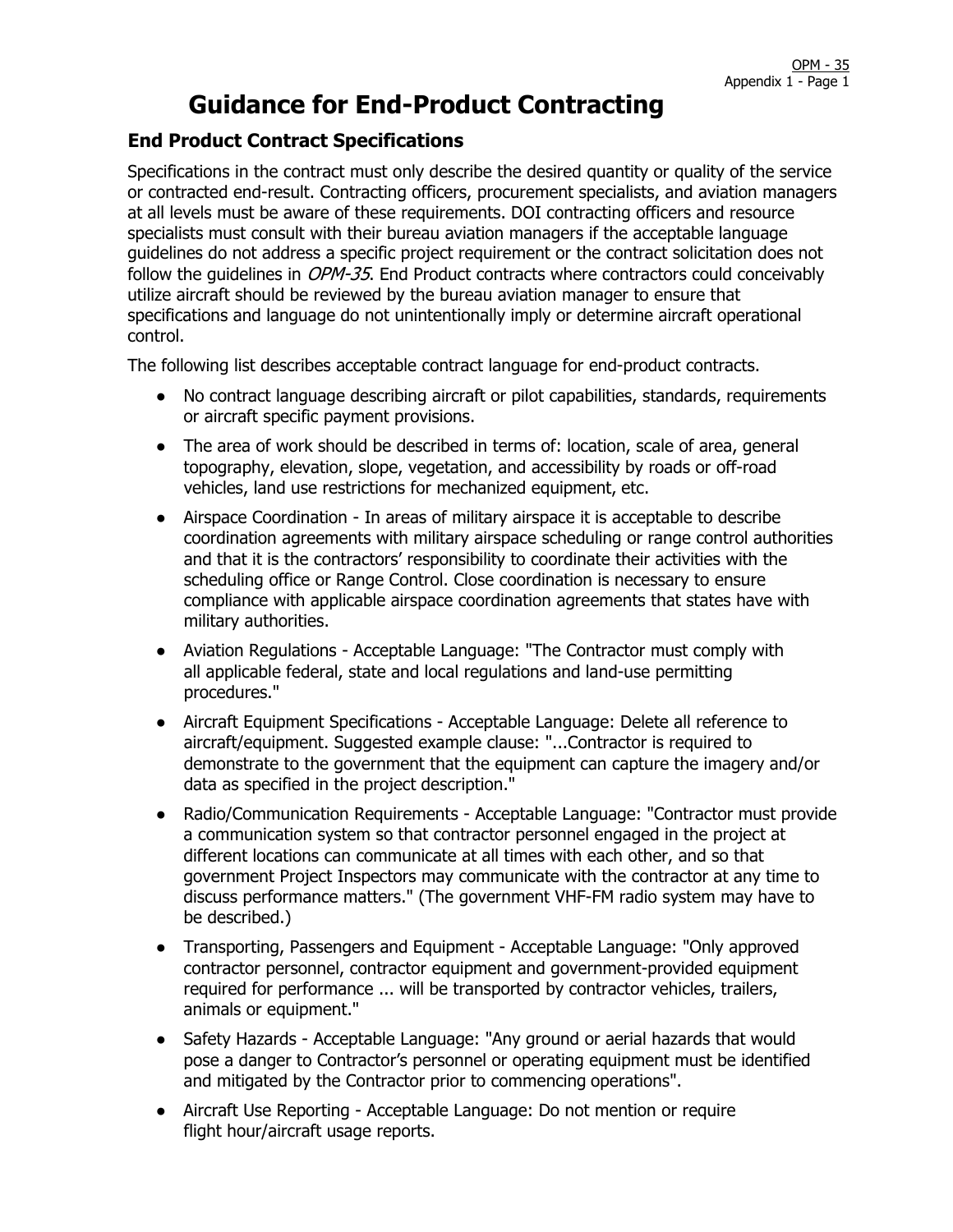# Guidance for End-Product Contracting

## End Product Contract Specifications

Specifications in the contract must only describe the desired quantity or quality of the service or contracted end-result. Contracting officers, procurement specialists, and aviation managers at all levels must be aware of these requirements. DOI contracting officers and resource specialists must consult with their bureau aviation managers if the acceptable language guidelines do not address a specific project requirement or the contract solicitation does not follow the guidelines in *OPM-35*. End Product contracts where contractors could conceivably utilize aircraft should be reviewed by the bureau aviation manager to ensure that specifications and language do not unintentionally imply or determine aircraft operational control.

The following list describes acceptable contract language for end-product contracts.

- No contract language describing aircraft or pilot capabilities, standards, requirements or aircraft specific payment provisions.
- The area of work should be described in terms of: location, scale of area, general topography, elevation, slope, vegetation, and accessibility by roads or off-road vehicles, land use restrictions for mechanized equipment, etc.
- Airspace Coordination - In areas of military airspace it is acceptable to describe coordination agreements with military airspace scheduling or range control authorities and that it is the contractors' responsibility to coordinate their activities with the scheduling office or Range Control. Close coordination is necessary to ensure compliance with applicable airspace coordination agreements that states have with military authorities.
- Aviation Regulations - Acceptable Language: "The Contractor must comply with all applicable federal, state and local regulations and land-use permitting procedures."
- Aircraft Equipment Specifications - Acceptable Language: Delete all reference to aircraft/equipment. Suggested example clause: "...Contractor is required to demonstrate to the government that the equipment can capture the imagery and/or data as specified in the project description."
- Radio/Communication Requirements - Acceptable Language: "Contractor must provide a communication system so that contractor personnel engaged in the project at different locations can communicate at all times with each other, and so that government Project Inspectors may communicate with the contractor at any time to discuss performance matters." (The government VHF-FM radio system may have to be described.)
- Transporting, Passengers and Equipment - Acceptable Language: "Only approved contractor personnel, contractor equipment and government-provided equipment required for performance ... will be transported by contractor vehicles, trailers, animals or equipment."
- Safety Hazards - Acceptable Language: "Any ground or aerial hazards that would pose a danger to Contractor's personnel or operating equipment must be identified and mitigated by the Contractor prior to commencing operations".
- Aircraft Use Reporting - Acceptable Language: Do not mention or require flight hour/aircraft usage reports.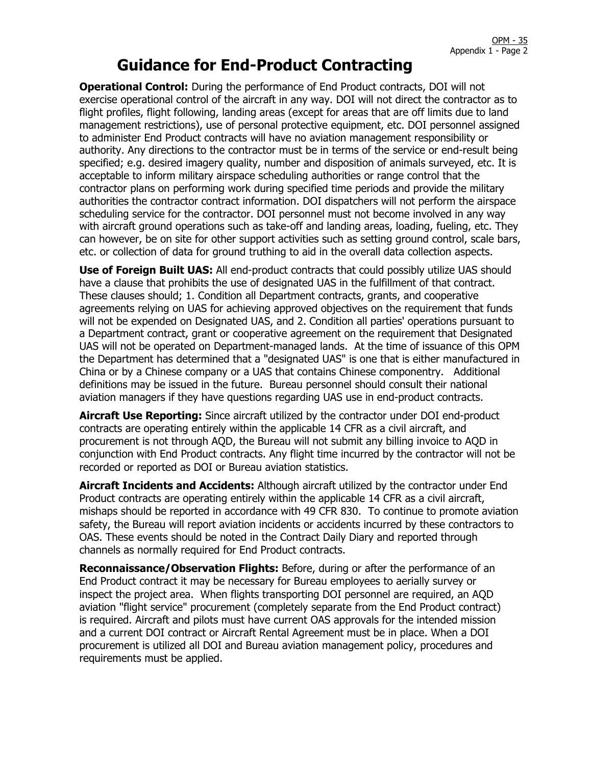# Guidance for End-Product Contracting

**Operational Control:** During the performance of End Product contracts, DOI will not exercise operational control of the aircraft in any way. DOI will not direct the contractor as to flight profiles, flight following, landing areas (except for areas that are off limits due to land management restrictions), use of personal protective equipment, etc. DOI personnel assigned to administer End Product contracts will have no aviation management responsibility or authority. Any directions to the contractor must be in terms of the service or end-result being specified; e.g. desired imagery quality, number and disposition of animals surveyed, etc. It is acceptable to inform military airspace scheduling authorities or range control that the contractor plans on performing work during specified time periods and provide the military authorities the contractor contract information. DOI dispatchers will not perform the airspace scheduling service for the contractor. DOI personnel must not become involved in any way with aircraft ground operations such as take-off and landing areas, loading, fueling, etc. They can however, be on site for other support activities such as setting ground control, scale bars, etc. or collection of data for ground truthing to aid in the overall data collection aspects.

**Use of Foreign Built UAS:** All end-product contracts that could possibly utilize UAS should have a clause that prohibits the use of designated UAS in the fulfillment of that contract. These clauses should; 1. Condition all Department contracts, grants, and cooperative agreements relying on UAS for achieving approved objectives on the requirement that funds will not be expended on Designated UAS, and 2. Condition all parties' operations pursuant to a Department contract, grant or cooperative agreement on the requirement that Designated UAS will not be operated on Department-managed lands. At the time of issuance of this OPM the Department has determined that a "designated UAS" is one that is either manufactured in China or by a Chinese company or a UAS that contains Chinese componentry. Additional definitions may be issued in the future. Bureau personnel should consult their national aviation managers if they have questions regarding UAS use in end-product contracts.

**Aircraft Use Reporting:** Since aircraft utilized by the contractor under DOI end-product contracts are operating entirely within the applicable 14 CFR as a civil aircraft, and procurement is not through AQD, the Bureau will not submit any billing invoice to AQD in conjunction with End Product contracts. Any flight time incurred by the contractor will not be recorded or reported as DOI or Bureau aviation statistics.

**Aircraft Incidents and Accidents:** Although aircraft utilized by the contractor under End Product contracts are operating entirely within the applicable 14 CFR as a civil aircraft, mishaps should be reported in accordance with 49 CFR 830. To continue to promote aviation safety, the Bureau will report aviation incidents or accidents incurred by these contractors to OAS. These events should be noted in the Contract Daily Diary and reported through channels as normally required for End Product contracts.

**Reconnaissance/Observation Flights:** Before, during or after the performance of an End Product contract it may be necessary for Bureau employees to aerially survey or inspect the project area. When flights transporting DOI personnel are required, an AQD aviation "flight service" procurement (completely separate from the End Product contract) is required. Aircraft and pilots must have current OAS approvals for the intended mission and a current DOI contract or Aircraft Rental Agreement must be in place. When a DOI procurement is utilized all DOI and Bureau aviation management policy, procedures and requirements must be applied.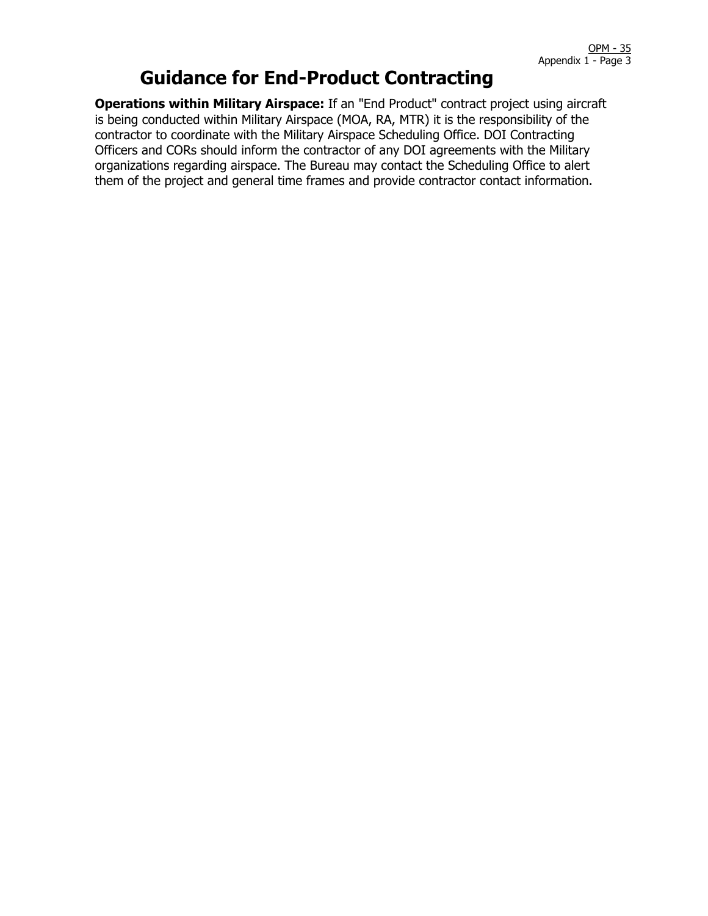# Guidance for End-Product Contracting

**Operations within Military Airspace:** If an "End Product" contract project using aircraft is being conducted within Military Airspace (MOA, RA, MTR) it is the responsibility of the contractor to coordinate with the Military Airspace Scheduling Office. DOI Contracting Officers and CORs should inform the contractor of any DOI agreements with the Military organizations regarding airspace. The Bureau may contact the Scheduling Office to alert them of the project and general time frames and provide contractor contact information.